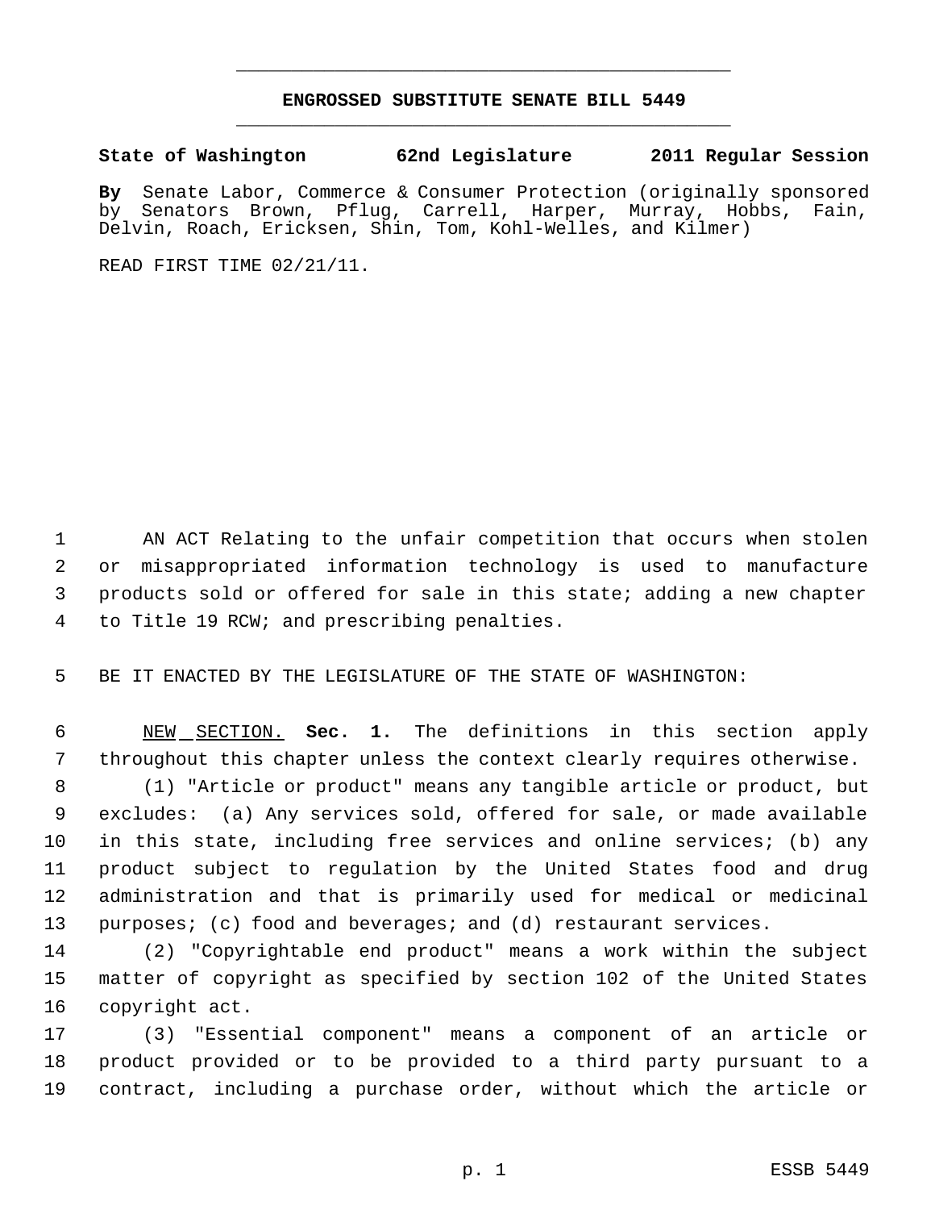# ENGROSSED SUBSTITUTE SENATE BILL 5449

**State of Washington 62nd Legislature 2011 Regular Session**

**By** Senate Labor, Commerce & Consumer Protection (originally sponsored by Senators Brown, Pflug, Carrell, Harper, Murray, Hobbs, Fain, Delvin, Roach, Ericksen, Shin, Tom, Kohl-Welles, and Kilmer)

READ FIRST TIME 02/21/11.

AN ACT Relating to the unfair competition that occurs when stolen or misappropriated information technology is used to manufacture products sold or offered for sale in this state; adding a new chapter to Title 19 RCW; and prescribing penalties.

BE IT ENACTED BY THE LEGISLATURE OF THE STATE OF WASHINGTON:

NEW SECTION. **Sec. 1.** The definitions in this section apply throughout this chapter unless the context clearly requires otherwise.

(1) "Article or product" means any tangible article or product, but excludes: (a) Any services sold, offered for sale, or made available in this state, including free services and online services; (b) any product subject to regulation by the United States food and drug administration and that is primarily used for medical or medicinal purposes; (c) food and beverages; and (d) restaurant services.

(2) "Copyrightable end product" means a work within the subject matter of copyright as specified by section 102 of the United States copyright act.

(3) "Essential component" means a component of an article or product provided or to be provided to a third party pursuant to a contract, including a purchase order, without which the article or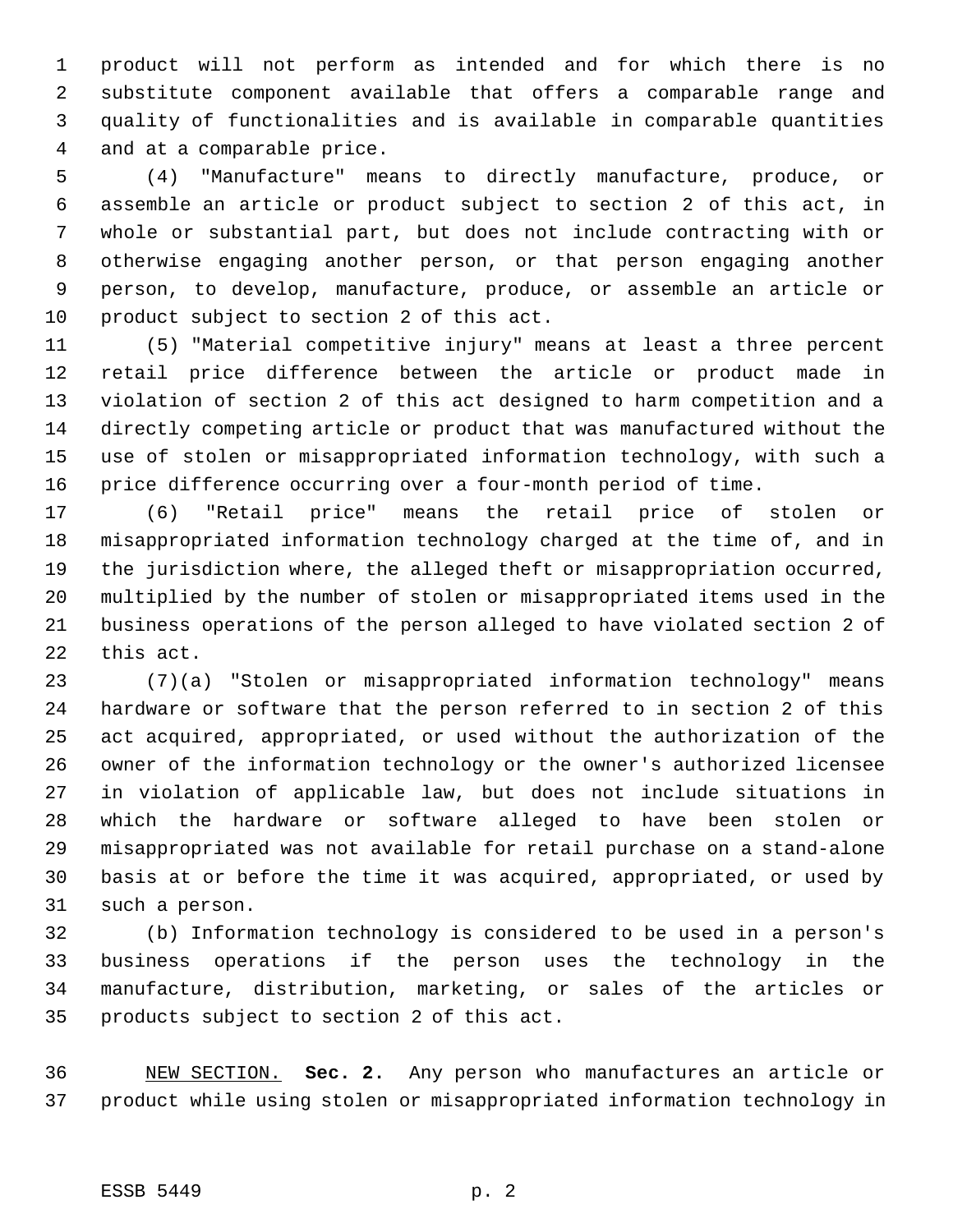product will not perform as intended and for which there is no substitute component available that offers a comparable range and quality of functionalities and is available in comparable quantities and at a comparable price.

(4) "Manufacture" means to directly manufacture, produce, or assemble an article or product subject to section 2 of this act, in whole or substantial part, but does not include contracting with or otherwise engaging another person, or that person engaging another person, to develop, manufacture, produce, or assemble an article or product subject to section 2 of this act.

(5) "Material competitive injury" means at least a three percent retail price difference between the article or product made in violation of section 2 of this act designed to harm competition and a directly competing article or product that was manufactured without the use of stolen or misappropriated information technology, with such a price difference occurring over a four-month period of time.

(6) "Retail price" means the retail price of stolen or misappropriated information technology charged at the time of, and in the jurisdiction where, the alleged theft or misappropriation occurred, multiplied by the number of stolen or misappropriated items used in the business operations of the person alleged to have violated section 2 of this act.

(7)(a) "Stolen or misappropriated information technology" means hardware or software that the person referred to in section 2 of this act acquired, appropriated, or used without the authorization of the owner of the information technology or the owner's authorized licensee in violation of applicable law, but does not include situations in which the hardware or software alleged to have been stolen or misappropriated was not available for retail purchase on a stand-alone basis at or before the time it was acquired, appropriated, or used by such a person.

(b) Information technology is considered to be used in a person's business operations if the person uses the technology in the manufacture, distribution, marketing, or sales of the articles or products subject to section 2 of this act.

NEW SECTION. **Sec. 2.** Any person who manufactures an article or product while using stolen or misappropriated information technology in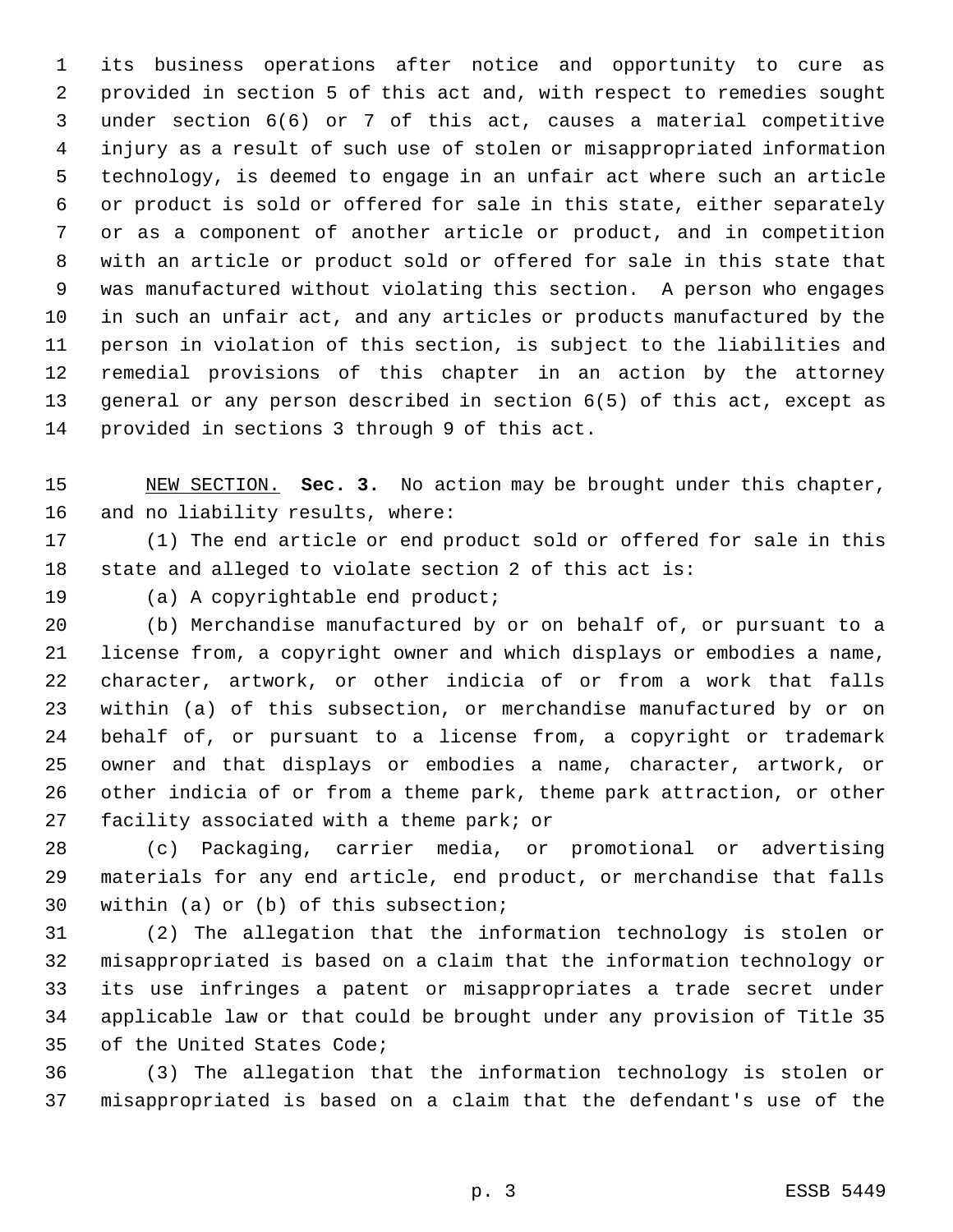its business operations after notice and opportunity to cure as provided in section 5 of this act and, with respect to remedies sought under section 6(6) or 7 of this act, causes a material competitive injury as a result of such use of stolen or misappropriated information technology, is deemed to engage in an unfair act where such an article or product is sold or offered for sale in this state, either separately or as a component of another article or product, and in competition with an article or product sold or offered for sale in this state that was manufactured without violating this section. A person who engages in such an unfair act, and any articles or products manufactured by the person in violation of this section, is subject to the liabilities and remedial provisions of this chapter in an action by the attorney general or any person described in section 6(5) of this act, except as provided in sections 3 through 9 of this act.

NEW SECTION. **Sec. 3.** No action may be brought under this chapter, and no liability results, where:

(1) The end article or end product sold or offered for sale in this state and alleged to violate section 2 of this act is:

(a) A copyrightable end product;

(b) Merchandise manufactured by or on behalf of, or pursuant to a license from, a copyright owner and which displays or embodies a name, character, artwork, or other indicia of or from a work that falls within (a) of this subsection, or merchandise manufactured by or on behalf of, or pursuant to a license from, a copyright or trademark owner and that displays or embodies a name, character, artwork, or other indicia of or from a theme park, theme park attraction, or other facility associated with a theme park; or

(c) Packaging, carrier media, or promotional or advertising materials for any end article, end product, or merchandise that falls within (a) or (b) of this subsection;

(2) The allegation that the information technology is stolen or misappropriated is based on a claim that the information technology or its use infringes a patent or misappropriates a trade secret under applicable law or that could be brought under any provision of Title 35 of the United States Code;

(3) The allegation that the information technology is stolen or misappropriated is based on a claim that the defendant's use of the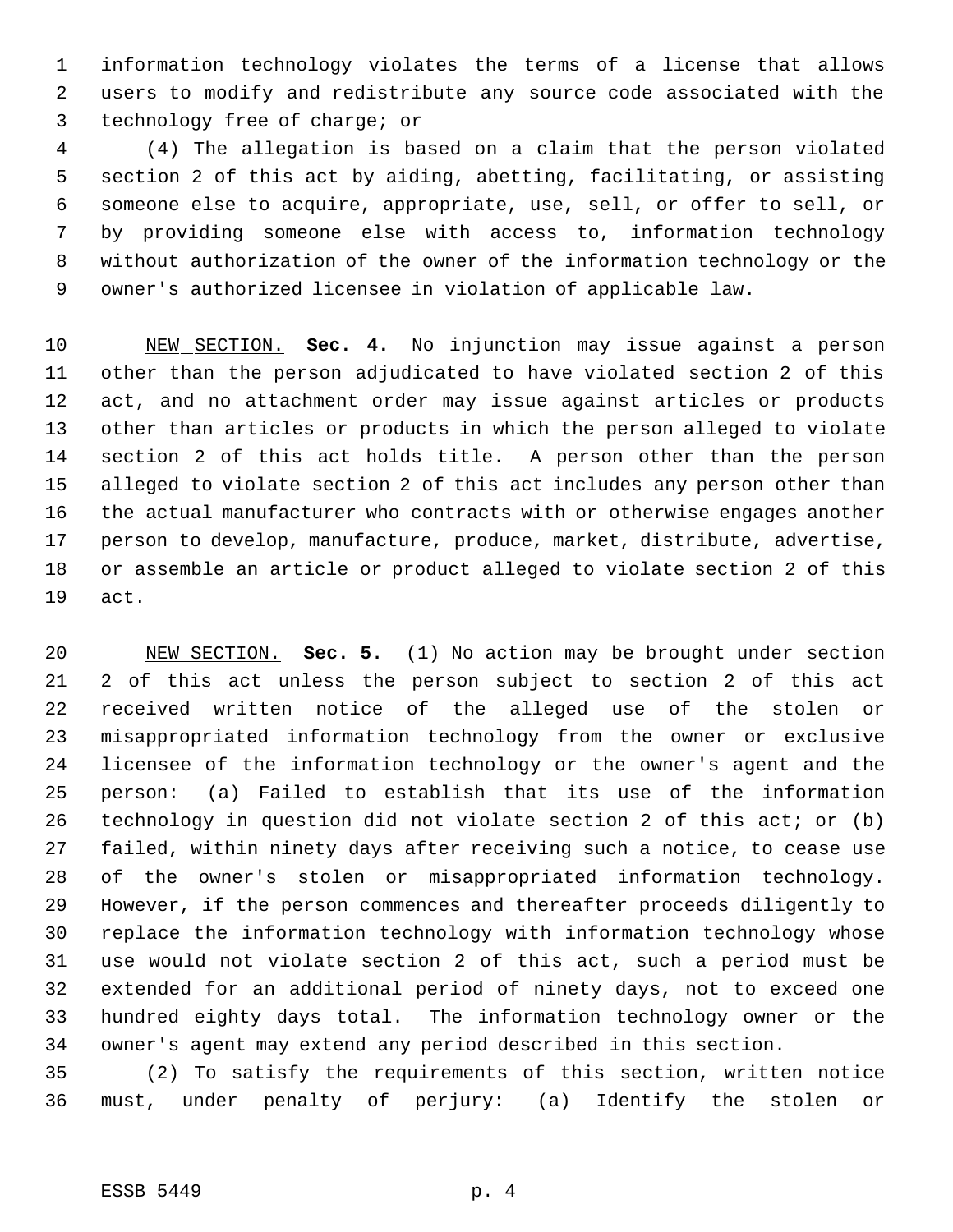information technology violates the terms of a license that allows users to modify and redistribute any source code associated with the technology free of charge; or

(4) The allegation is based on a claim that the person violated section 2 of this act by aiding, abetting, facilitating, or assisting someone else to acquire, appropriate, use, sell, or offer to sell, or by providing someone else with access to, information technology without authorization of the owner of the information technology or the owner's authorized licensee in violation of applicable law.

NEW SECTION. **Sec. 4.** No injunction may issue against a person other than the person adjudicated to have violated section 2 of this act, and no attachment order may issue against articles or products other than articles or products in which the person alleged to violate section 2 of this act holds title. A person other than the person alleged to violate section 2 of this act includes any person other than the actual manufacturer who contracts with or otherwise engages another person to develop, manufacture, produce, market, distribute, advertise, or assemble an article or product alleged to violate section 2 of this act.

NEW SECTION. **Sec. 5.** (1) No action may be brought under section 2 of this act unless the person subject to section 2 of this act received written notice of the alleged use of the stolen or misappropriated information technology from the owner or exclusive licensee of the information technology or the owner's agent and the person: (a) Failed to establish that its use of the information technology in question did not violate section 2 of this act; or (b) failed, within ninety days after receiving such a notice, to cease use of the owner's stolen or misappropriated information technology. However, if the person commences and thereafter proceeds diligently to replace the information technology with information technology whose use would not violate section 2 of this act, such a period must be extended for an additional period of ninety days, not to exceed one hundred eighty days total. The information technology owner or the owner's agent may extend any period described in this section.

(2) To satisfy the requirements of this section, written notice must, under penalty of perjury: (a) Identify the stolen or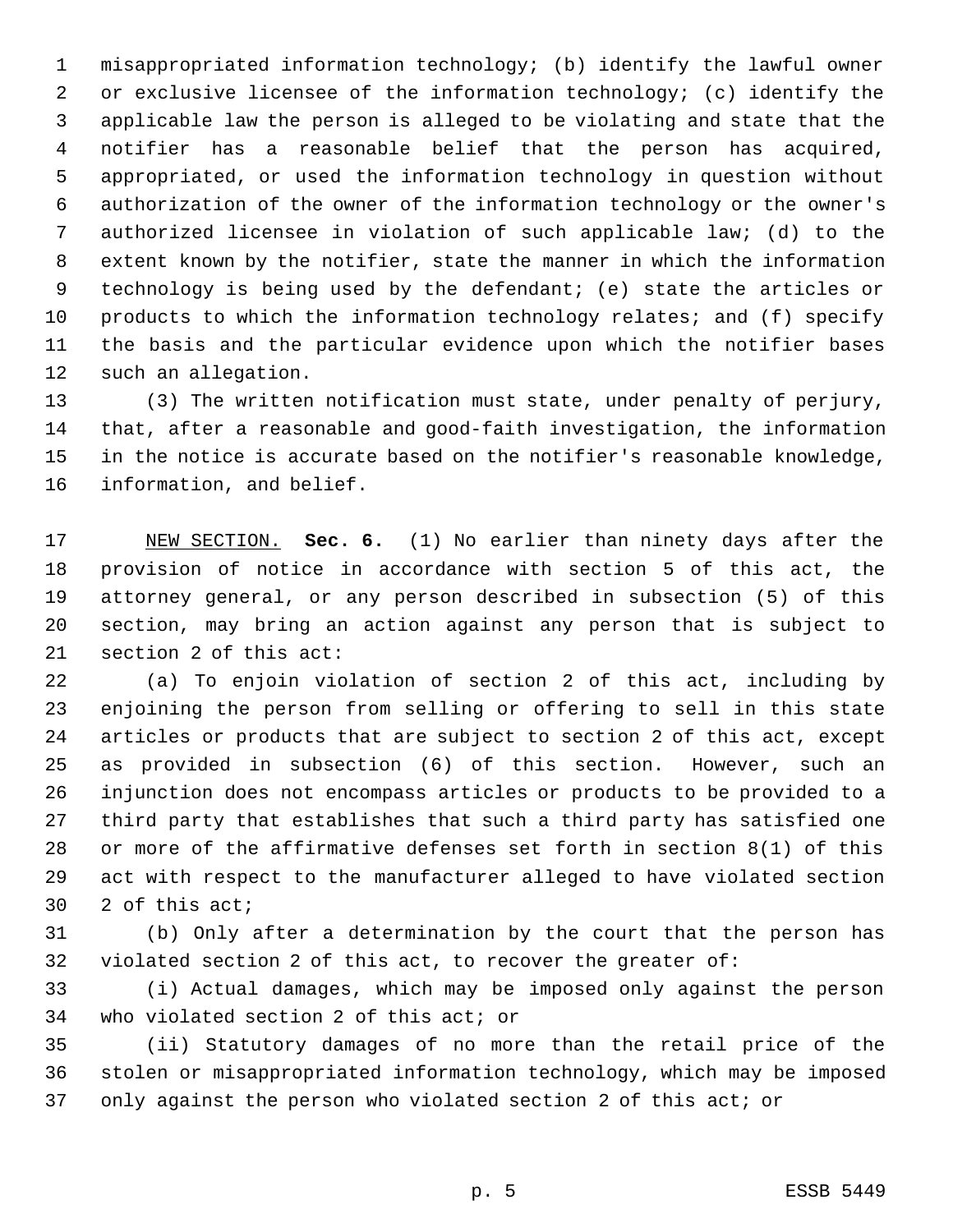misappropriated information technology; (b) identify the lawful owner or exclusive licensee of the information technology; (c) identify the applicable law the person is alleged to be violating and state that the notifier has a reasonable belief that the person has acquired, appropriated, or used the information technology in question without authorization of the owner of the information technology or the owner's authorized licensee in violation of such applicable law; (d) to the extent known by the notifier, state the manner in which the information technology is being used by the defendant; (e) state the articles or products to which the information technology relates; and (f) specify the basis and the particular evidence upon which the notifier bases such an allegation.

(3) The written notification must state, under penalty of perjury, that, after a reasonable and good-faith investigation, the information in the notice is accurate based on the notifier's reasonable knowledge, information, and belief.

NEW SECTION. **Sec. 6.** (1) No earlier than ninety days after the provision of notice in accordance with section 5 of this act, the attorney general, or any person described in subsection (5) of this section, may bring an action against any person that is subject to section 2 of this act:

(a) To enjoin violation of section 2 of this act, including by enjoining the person from selling or offering to sell in this state articles or products that are subject to section 2 of this act, except as provided in subsection (6) of this section. However, such an injunction does not encompass articles or products to be provided to a third party that establishes that such a third party has satisfied one or more of the affirmative defenses set forth in section 8(1) of this act with respect to the manufacturer alleged to have violated section 2 of this act;

(b) Only after a determination by the court that the person has violated section 2 of this act, to recover the greater of:

(i) Actual damages, which may be imposed only against the person who violated section 2 of this act; or

(ii) Statutory damages of no more than the retail price of the stolen or misappropriated information technology, which may be imposed only against the person who violated section 2 of this act; or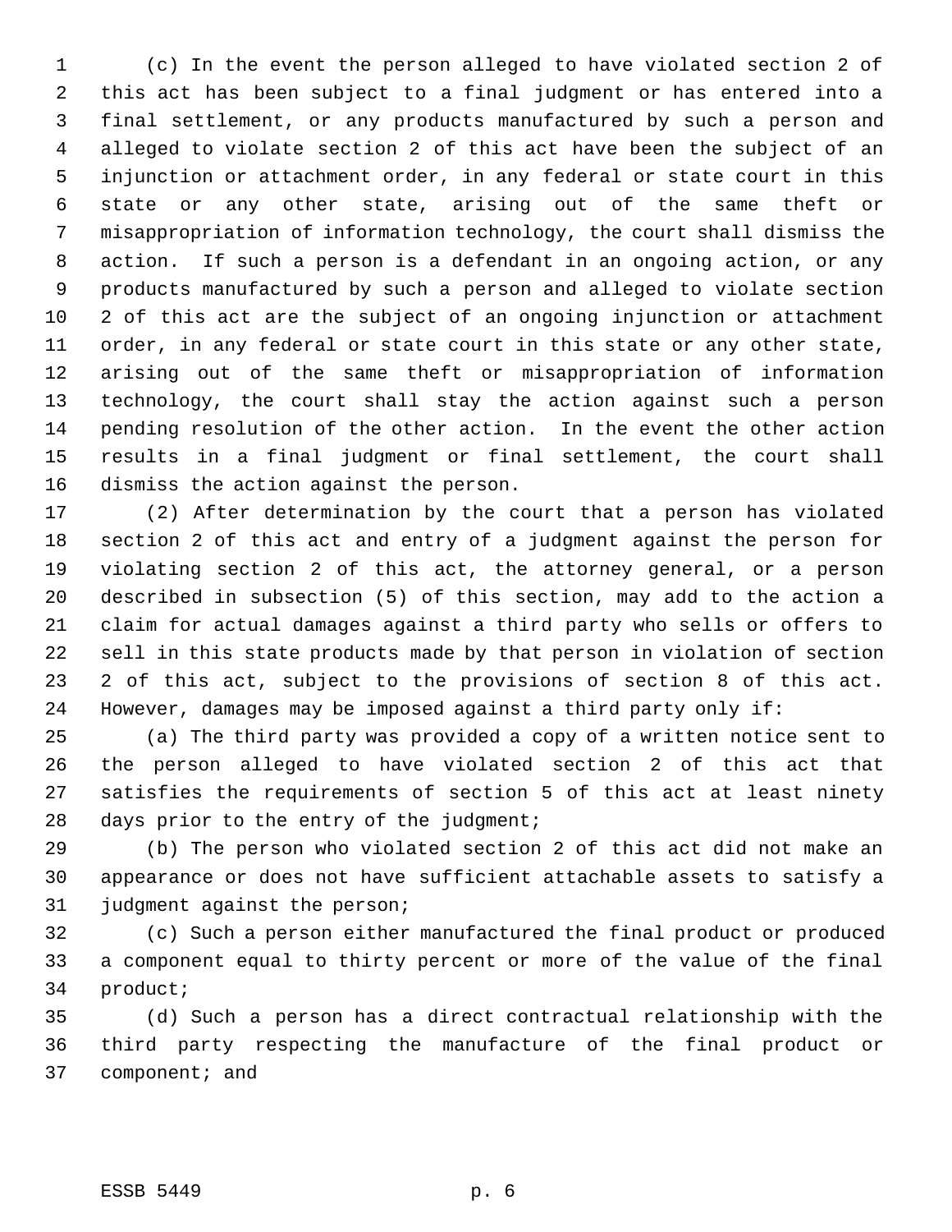(c) In the event the person alleged to have violated section 2 of this act has been subject to a final judgment or has entered into a final settlement, or any products manufactured by such a person and alleged to violate section 2 of this act have been the subject of an injunction or attachment order, in any federal or state court in this state or any other state, arising out of the same theft or misappropriation of information technology, the court shall dismiss the action. If such a person is a defendant in an ongoing action, or any products manufactured by such a person and alleged to violate section 2 of this act are the subject of an ongoing injunction or attachment order, in any federal or state court in this state or any other state, arising out of the same theft or misappropriation of information technology, the court shall stay the action against such a person pending resolution of the other action. In the event the other action results in a final judgment or final settlement, the court shall dismiss the action against the person.

(2) After determination by the court that a person has violated section 2 of this act and entry of a judgment against the person for violating section 2 of this act, the attorney general, or a person described in subsection (5) of this section, may add to the action a claim for actual damages against a third party who sells or offers to sell in this state products made by that person in violation of section 2 of this act, subject to the provisions of section 8 of this act. However, damages may be imposed against a third party only if:

(a) The third party was provided a copy of a written notice sent to the person alleged to have violated section 2 of this act that satisfies the requirements of section 5 of this act at least ninety days prior to the entry of the judgment;

(b) The person who violated section 2 of this act did not make an appearance or does not have sufficient attachable assets to satisfy a judgment against the person;

(c) Such a person either manufactured the final product or produced a component equal to thirty percent or more of the value of the final product;

(d) Such a person has a direct contractual relationship with the third party respecting the manufacture of the final product or component; and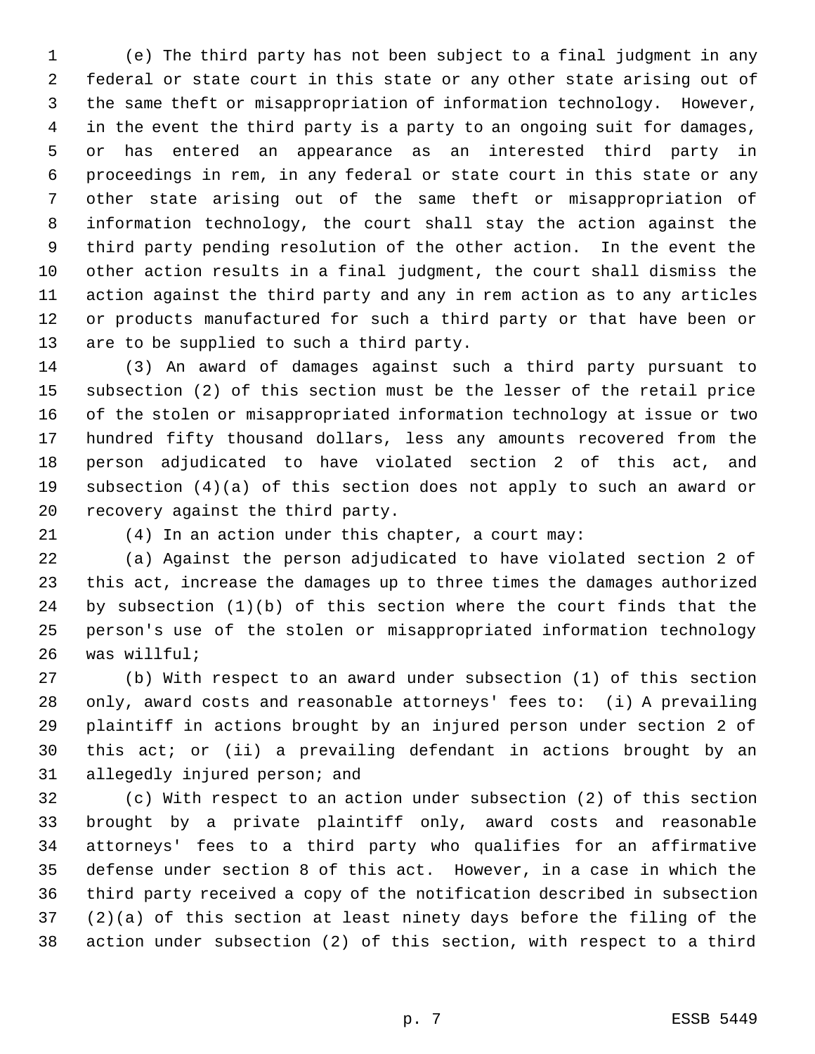(e) The third party has not been subject to a final judgment in any federal or state court in this state or any other state arising out of the same theft or misappropriation of information technology. However, in the event the third party is a party to an ongoing suit for damages, or has entered an appearance as an interested third party in proceedings in rem, in any federal or state court in this state or any other state arising out of the same theft or misappropriation of information technology, the court shall stay the action against the third party pending resolution of the other action. In the event the other action results in a final judgment, the court shall dismiss the action against the third party and any in rem action as to any articles or products manufactured for such a third party or that have been or are to be supplied to such a third party.

(3) An award of damages against such a third party pursuant to subsection (2) of this section must be the lesser of the retail price of the stolen or misappropriated information technology at issue or two hundred fifty thousand dollars, less any amounts recovered from the person adjudicated to have violated section 2 of this act, and subsection (4)(a) of this section does not apply to such an award or recovery against the third party.

(4) In an action under this chapter, a court may:

(a) Against the person adjudicated to have violated section 2 of this act, increase the damages up to three times the damages authorized by subsection (1)(b) of this section where the court finds that the person's use of the stolen or misappropriated information technology was willful;

(b) With respect to an award under subsection (1) of this section only, award costs and reasonable attorneys' fees to: (i) A prevailing plaintiff in actions brought by an injured person under section 2 of this act; or (ii) a prevailing defendant in actions brought by an allegedly injured person; and

(c) With respect to an action under subsection (2) of this section brought by a private plaintiff only, award costs and reasonable attorneys' fees to a third party who qualifies for an affirmative defense under section 8 of this act. However, in a case in which the third party received a copy of the notification described in subsection (2)(a) of this section at least ninety days before the filing of the action under subsection (2) of this section, with respect to a third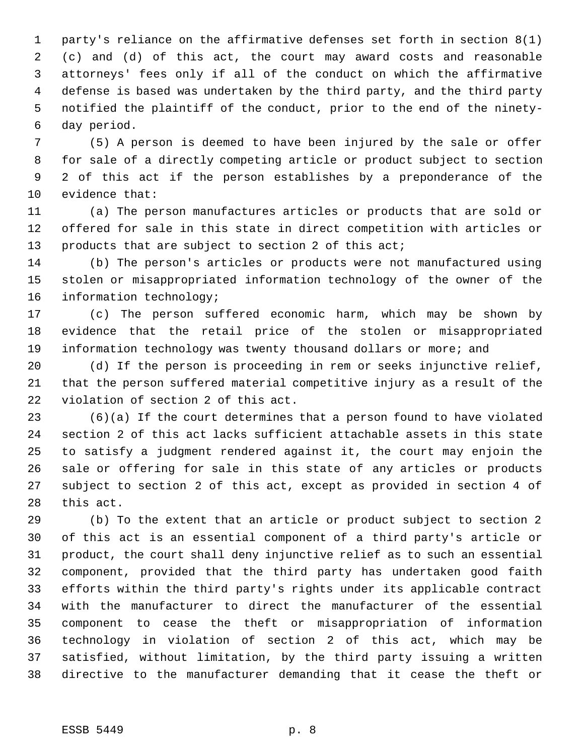party's reliance on the affirmative defenses set forth in section 8(1) (c) and (d) of this act, the court may award costs and reasonable attorneys' fees only if all of the conduct on which the affirmative defense is based was undertaken by the third party, and the third party notified the plaintiff of the conduct, prior to the end of the ninety-day period.

(5) A person is deemed to have been injured by the sale or offer for sale of a directly competing article or product subject to section 2 of this act if the person establishes by a preponderance of the evidence that:

(a) The person manufactures articles or products that are sold or offered for sale in this state in direct competition with articles or products that are subject to section 2 of this act;

(b) The person's articles or products were not manufactured using stolen or misappropriated information technology of the owner of the information technology;

(c) The person suffered economic harm, which may be shown by evidence that the retail price of the stolen or misappropriated information technology was twenty thousand dollars or more; and

(d) If the person is proceeding in rem or seeks injunctive relief, that the person suffered material competitive injury as a result of the violation of section 2 of this act.

(6)(a) If the court determines that a person found to have violated section 2 of this act lacks sufficient attachable assets in this state to satisfy a judgment rendered against it, the court may enjoin the sale or offering for sale in this state of any articles or products subject to section 2 of this act, except as provided in section 4 of this act.

(b) To the extent that an article or product subject to section 2 of this act is an essential component of a third party's article or product, the court shall deny injunctive relief as to such an essential component, provided that the third party has undertaken good faith efforts within the third party's rights under its applicable contract with the manufacturer to direct the manufacturer of the essential component to cease the theft or misappropriation of information technology in violation of section 2 of this act, which may be satisfied, without limitation, by the third party issuing a written directive to the manufacturer demanding that it cease the theft or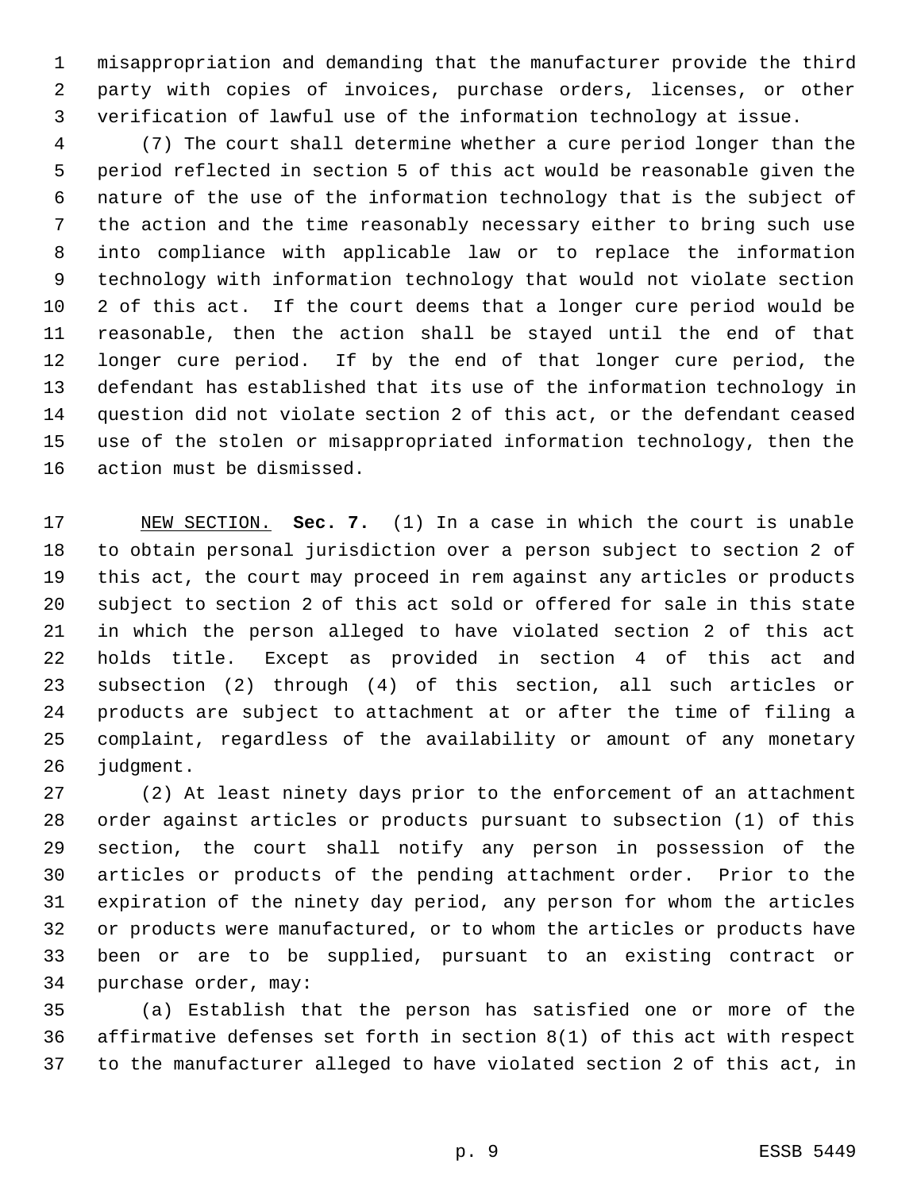misappropriation and demanding that the manufacturer provide the third party with copies of invoices, purchase orders, licenses, or other verification of lawful use of the information technology at issue.

(7) The court shall determine whether a cure period longer than the period reflected in section 5 of this act would be reasonable given the nature of the use of the information technology that is the subject of the action and the time reasonably necessary either to bring such use into compliance with applicable law or to replace the information technology with information technology that would not violate section 2 of this act. If the court deems that a longer cure period would be reasonable, then the action shall be stayed until the end of that longer cure period. If by the end of that longer cure period, the defendant has established that its use of the information technology in question did not violate section 2 of this act, or the defendant ceased use of the stolen or misappropriated information technology, then the action must be dismissed.

NEW SECTION. **Sec. 7.** (1) In a case in which the court is unable to obtain personal jurisdiction over a person subject to section 2 of this act, the court may proceed in rem against any articles or products subject to section 2 of this act sold or offered for sale in this state in which the person alleged to have violated section 2 of this act holds title. Except as provided in section 4 of this act and subsection (2) through (4) of this section, all such articles or products are subject to attachment at or after the time of filing a complaint, regardless of the availability or amount of any monetary judgment.

(2) At least ninety days prior to the enforcement of an attachment order against articles or products pursuant to subsection (1) of this section, the court shall notify any person in possession of the articles or products of the pending attachment order. Prior to the expiration of the ninety day period, any person for whom the articles or products were manufactured, or to whom the articles or products have been or are to be supplied, pursuant to an existing contract or purchase order, may:

(a) Establish that the person has satisfied one or more of the affirmative defenses set forth in section 8(1) of this act with respect to the manufacturer alleged to have violated section 2 of this act, in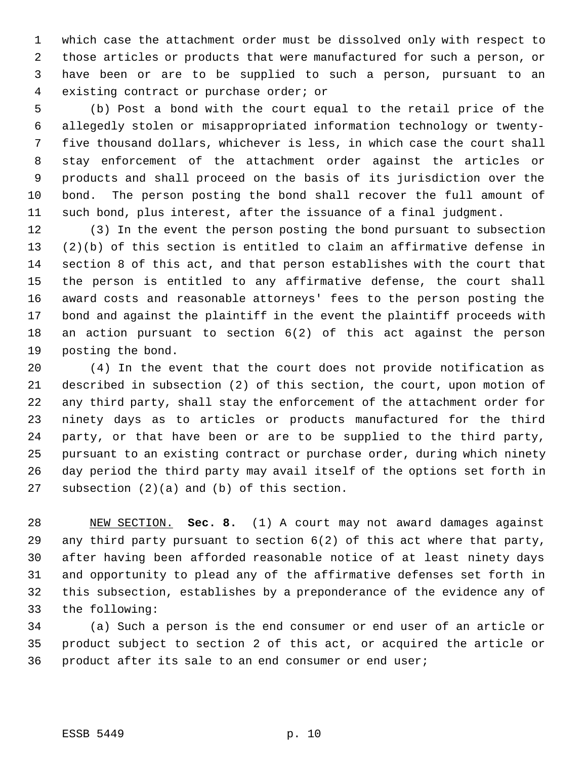which case the attachment order must be dissolved only with respect to those articles or products that were manufactured for such a person, or have been or are to be supplied to such a person, pursuant to an existing contract or purchase order; or

(b) Post a bond with the court equal to the retail price of the allegedly stolen or misappropriated information technology or twenty-five thousand dollars, whichever is less, in which case the court shall stay enforcement of the attachment order against the articles or products and shall proceed on the basis of its jurisdiction over the bond. The person posting the bond shall recover the full amount of such bond, plus interest, after the issuance of a final judgment.

(3) In the event the person posting the bond pursuant to subsection (2)(b) of this section is entitled to claim an affirmative defense in section 8 of this act, and that person establishes with the court that the person is entitled to any affirmative defense, the court shall award costs and reasonable attorneys' fees to the person posting the bond and against the plaintiff in the event the plaintiff proceeds with an action pursuant to section 6(2) of this act against the person posting the bond.

(4) In the event that the court does not provide notification as described in subsection (2) of this section, the court, upon motion of any third party, shall stay the enforcement of the attachment order for ninety days as to articles or products manufactured for the third party, or that have been or are to be supplied to the third party, pursuant to an existing contract or purchase order, during which ninety day period the third party may avail itself of the options set forth in subsection (2)(a) and (b) of this section.

NEW SECTION. **Sec. 8.** (1) A court may not award damages against any third party pursuant to section 6(2) of this act where that party, after having been afforded reasonable notice of at least ninety days and opportunity to plead any of the affirmative defenses set forth in this subsection, establishes by a preponderance of the evidence any of the following:

(a) Such a person is the end consumer or end user of an article or product subject to section 2 of this act, or acquired the article or product after its sale to an end consumer or end user;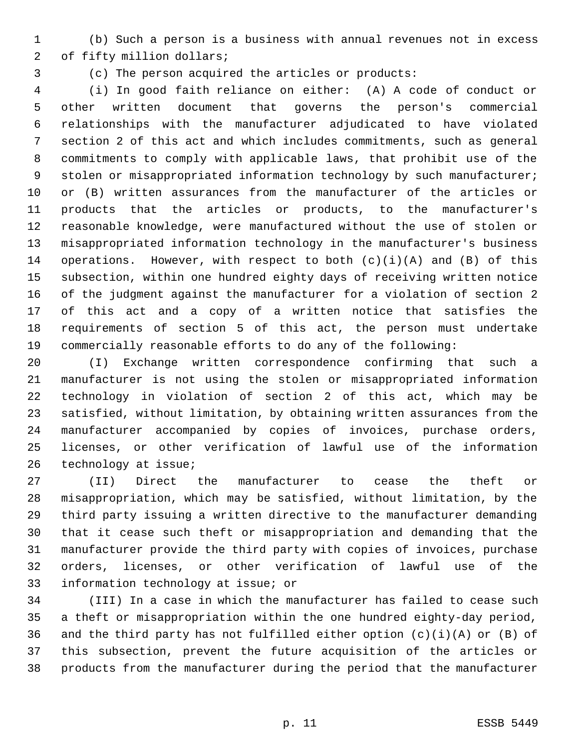(b) Such a person is a business with annual revenues not in excess of fifty million dollars;

(c) The person acquired the articles or products:

(i) In good faith reliance on either: (A) A code of conduct or other written document that governs the person's commercial relationships with the manufacturer adjudicated to have violated section 2 of this act and which includes commitments, such as general commitments to comply with applicable laws, that prohibit use of the stolen or misappropriated information technology by such manufacturer; or (B) written assurances from the manufacturer of the articles or products that the articles or products, to the manufacturer's reasonable knowledge, were manufactured without the use of stolen or misappropriated information technology in the manufacturer's business operations. However, with respect to both (c)(i)(A) and (B) of this subsection, within one hundred eighty days of receiving written notice of the judgment against the manufacturer for a violation of section 2 of this act and a copy of a written notice that satisfies the requirements of section 5 of this act, the person must undertake commercially reasonable efforts to do any of the following:

(I) Exchange written correspondence confirming that such a manufacturer is not using the stolen or misappropriated information technology in violation of section 2 of this act, which may be satisfied, without limitation, by obtaining written assurances from the manufacturer accompanied by copies of invoices, purchase orders, licenses, or other verification of lawful use of the information technology at issue;

(II) Direct the manufacturer to cease the theft or misappropriation, which may be satisfied, without limitation, by the third party issuing a written directive to the manufacturer demanding that it cease such theft or misappropriation and demanding that the manufacturer provide the third party with copies of invoices, purchase orders, licenses, or other verification of lawful use of the information technology at issue; or

(III) In a case in which the manufacturer has failed to cease such a theft or misappropriation within the one hundred eighty-day period, and the third party has not fulfilled either option (c)(i)(A) or (B) of this subsection, prevent the future acquisition of the articles or products from the manufacturer during the period that the manufacturer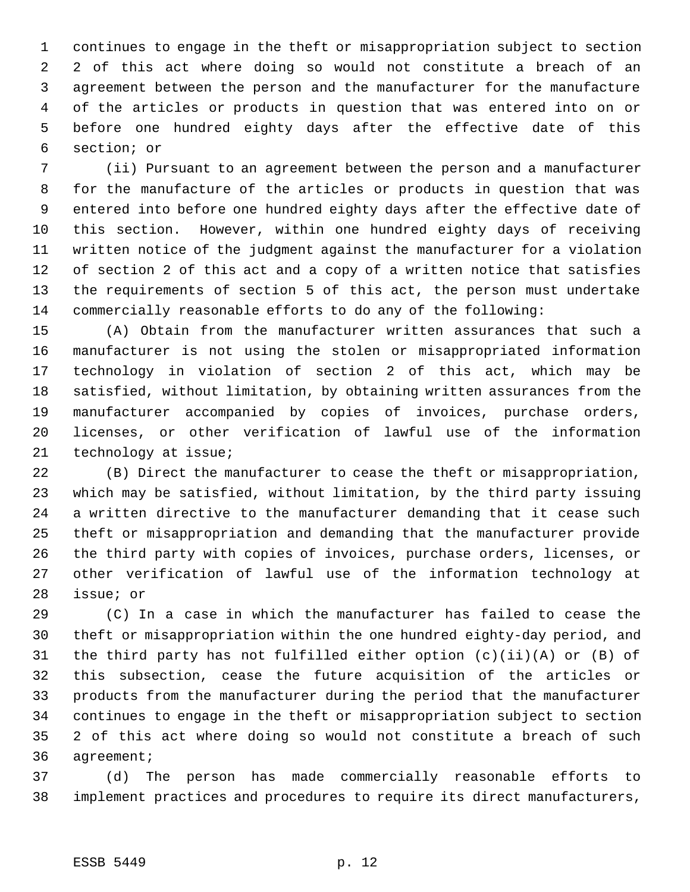continues to engage in the theft or misappropriation subject to section 2 of this act where doing so would not constitute a breach of an agreement between the person and the manufacturer for the manufacture of the articles or products in question that was entered into on or before one hundred eighty days after the effective date of this section; or

(ii) Pursuant to an agreement between the person and a manufacturer for the manufacture of the articles or products in question that was entered into before one hundred eighty days after the effective date of this section. However, within one hundred eighty days of receiving written notice of the judgment against the manufacturer for a violation of section 2 of this act and a copy of a written notice that satisfies the requirements of section 5 of this act, the person must undertake commercially reasonable efforts to do any of the following:

(A) Obtain from the manufacturer written assurances that such a manufacturer is not using the stolen or misappropriated information technology in violation of section 2 of this act, which may be satisfied, without limitation, by obtaining written assurances from the manufacturer accompanied by copies of invoices, purchase orders, licenses, or other verification of lawful use of the information technology at issue;

(B) Direct the manufacturer to cease the theft or misappropriation, which may be satisfied, without limitation, by the third party issuing a written directive to the manufacturer demanding that it cease such theft or misappropriation and demanding that the manufacturer provide the third party with copies of invoices, purchase orders, licenses, or other verification of lawful use of the information technology at issue; or

(C) In a case in which the manufacturer has failed to cease the theft or misappropriation within the one hundred eighty-day period, and the third party has not fulfilled either option (c)(ii)(A) or (B) of this subsection, cease the future acquisition of the articles or products from the manufacturer during the period that the manufacturer continues to engage in the theft or misappropriation subject to section 2 of this act where doing so would not constitute a breach of such agreement;

(d) The person has made commercially reasonable efforts to implement practices and procedures to require its direct manufacturers,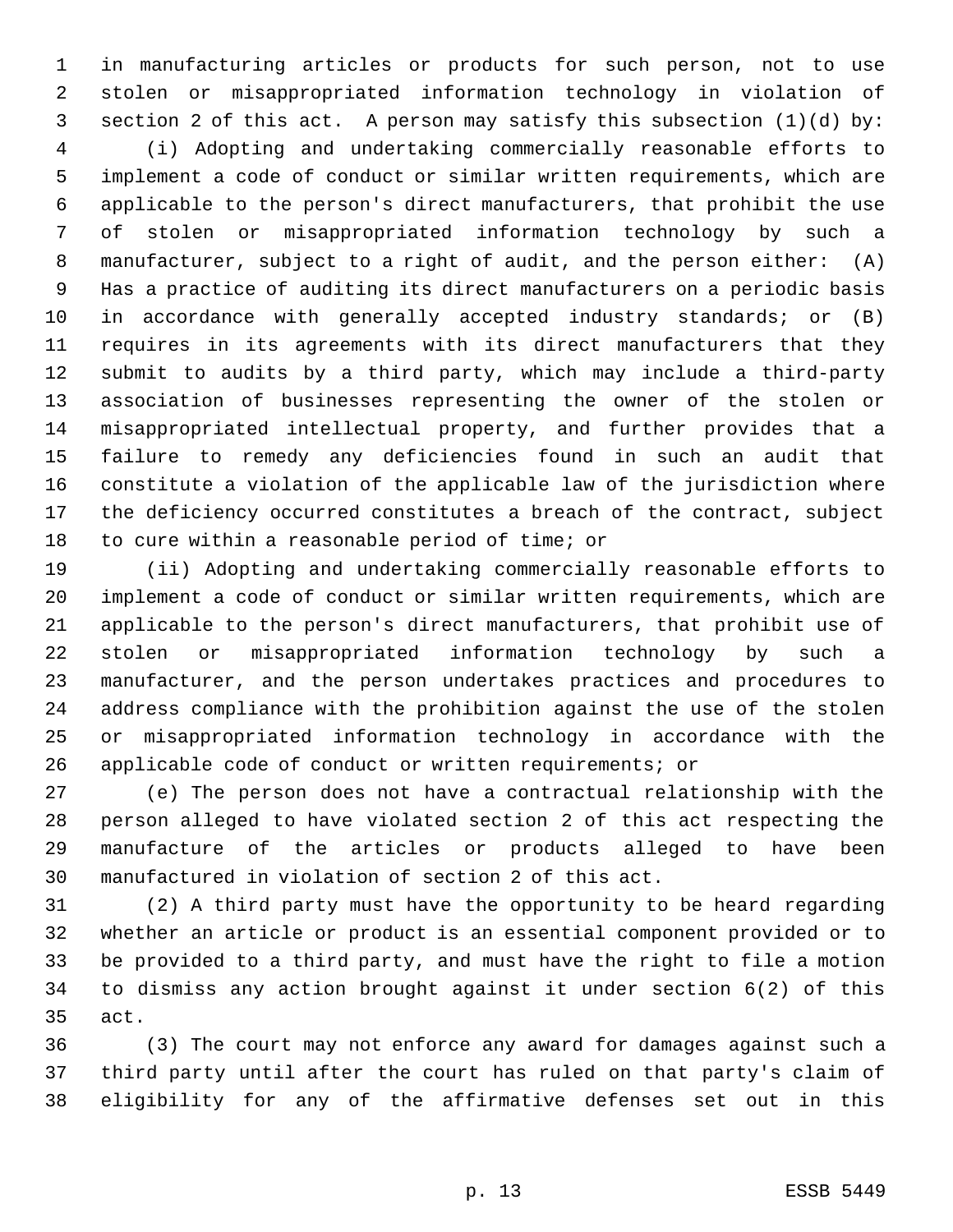in manufacturing articles or products for such person, not to use stolen or misappropriated information technology in violation of section 2 of this act. A person may satisfy this subsection (1)(d) by:

(i) Adopting and undertaking commercially reasonable efforts to implement a code of conduct or similar written requirements, which are applicable to the person's direct manufacturers, that prohibit the use of stolen or misappropriated information technology by such a manufacturer, subject to a right of audit, and the person either: (A) Has a practice of auditing its direct manufacturers on a periodic basis in accordance with generally accepted industry standards; or (B) requires in its agreements with its direct manufacturers that they submit to audits by a third party, which may include a third-party association of businesses representing the owner of the stolen or misappropriated intellectual property, and further provides that a failure to remedy any deficiencies found in such an audit that constitute a violation of the applicable law of the jurisdiction where the deficiency occurred constitutes a breach of the contract, subject to cure within a reasonable period of time; or

(ii) Adopting and undertaking commercially reasonable efforts to implement a code of conduct or similar written requirements, which are applicable to the person's direct manufacturers, that prohibit use of stolen or misappropriated information technology by such a manufacturer, and the person undertakes practices and procedures to address compliance with the prohibition against the use of the stolen or misappropriated information technology in accordance with the applicable code of conduct or written requirements; or

(e) The person does not have a contractual relationship with the person alleged to have violated section 2 of this act respecting the manufacture of the articles or products alleged to have been manufactured in violation of section 2 of this act.

(2) A third party must have the opportunity to be heard regarding whether an article or product is an essential component provided or to be provided to a third party, and must have the right to file a motion to dismiss any action brought against it under section 6(2) of this act.

(3) The court may not enforce any award for damages against such a third party until after the court has ruled on that party's claim of eligibility for any of the affirmative defenses set out in this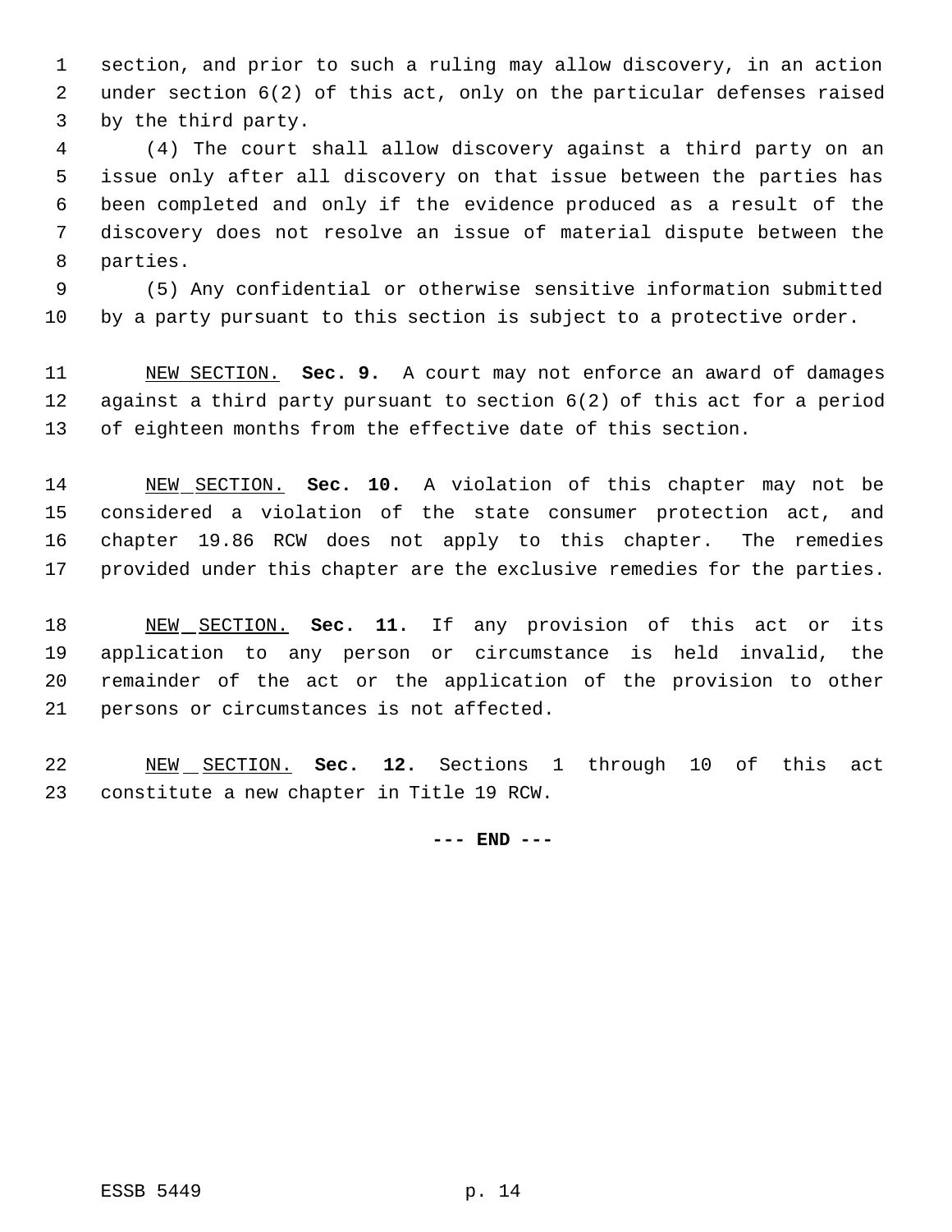section, and prior to such a ruling may allow discovery, in an action under section 6(2) of this act, only on the particular defenses raised by the third party.

(4) The court shall allow discovery against a third party on an issue only after all discovery on that issue between the parties has been completed and only if the evidence produced as a result of the discovery does not resolve an issue of material dispute between the parties.

(5) Any confidential or otherwise sensitive information submitted by a party pursuant to this section is subject to a protective order.

NEW SECTION. **Sec. 9.** A court may not enforce an award of damages against a third party pursuant to section 6(2) of this act for a period of eighteen months from the effective date of this section.

NEW SECTION. **Sec. 10.** A violation of this chapter may not be considered a violation of the state consumer protection act, and chapter 19.86 RCW does not apply to this chapter. The remedies provided under this chapter are the exclusive remedies for the parties.

NEW SECTION. **Sec. 11.** If any provision of this act or its application to any person or circumstance is held invalid, the remainder of the act or the application of the provision to other persons or circumstances is not affected.

NEW SECTION. **Sec. 12.** Sections 1 through 10 of this act constitute a new chapter in Title 19 RCW.

**--- END ---**